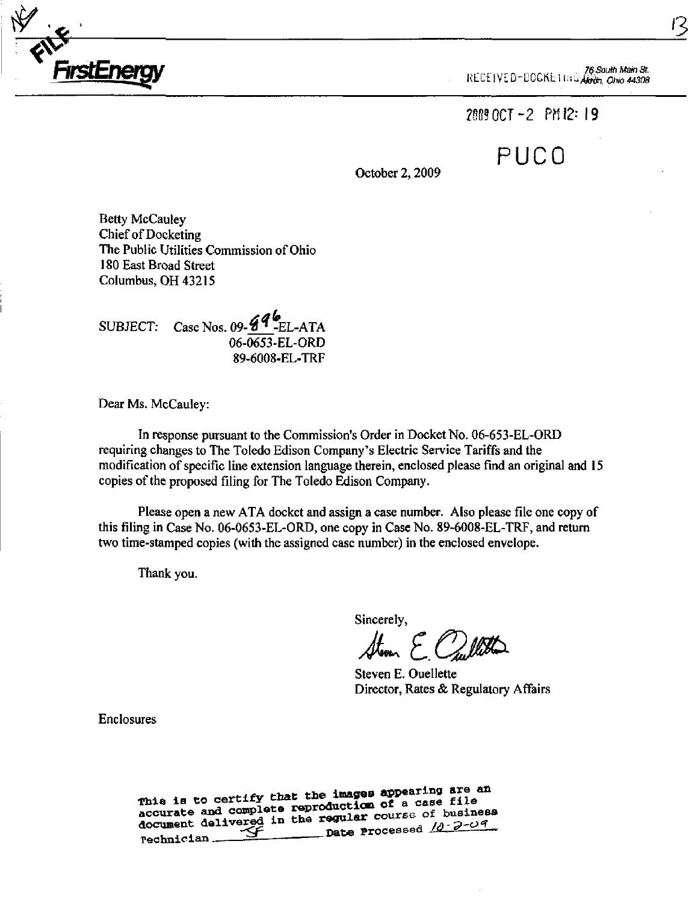FirstEnergy

76 South Main St.
Akron, Ohio 44308

RECEIVED-DOCKETING DIV

2009 OCT -2 PM 12: 19

PUCO

October 2, 2009

Betty McCauley
Chief of Docketing
The Public Utilities Commission of Ohio
180 East Broad Street
Columbus, OH 43215

SUBJECT: Case Nos. 09-896-EL-ATA
06-0653-EL-ORD
89-6008-EL-TRF

Dear Ms. McCauley:

In response pursuant to the Commission's Order in Docket No. 06-653-EL-ORD requiring changes to The Toledo Edison Company's Electric Service Tariffs and the modification of specific line extension language therein, enclosed please find an original and 15 copies of the proposed filing for The Toledo Edison Company.

Please open a new ATA docket and assign a case number. Also please file one copy of this filing in Case No. 06-0653-EL-ORD, one copy in Case No. 89-6008-EL-TRF, and return two time-stamped copies (with the assigned case number) in the enclosed envelope.

Thank you.

Sincerely,

Steven E. Ouellette
Director, Rates & Regulatory Affairs

Enclosures

This is to certify that the images appearing are an accurate and complete reproduction of a case file document delivered in the regular course of business
Technician SF Date Processed 10-2-09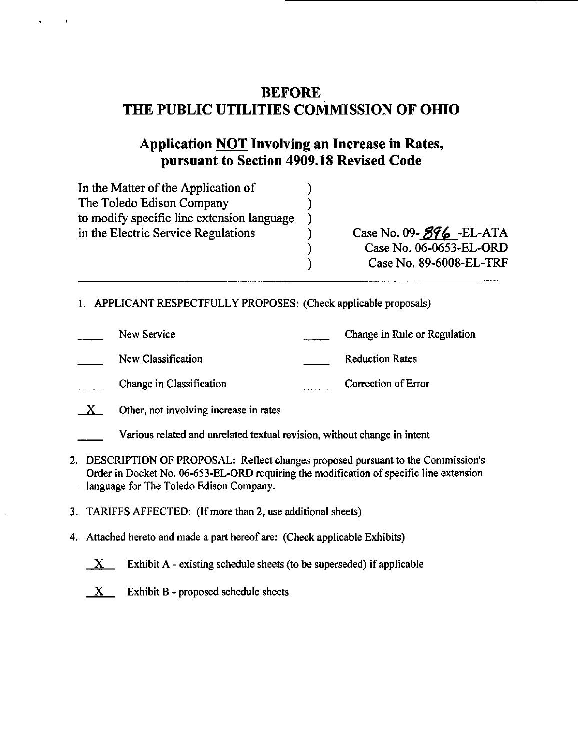# BEFORE
# THE PUBLIC UTILITIES COMMISSION OF OHIO

## Application NOT Involving an Increase in Rates, pursuant to Section 4909.18 Revised Code

| | | |
|---|---|---|
| In the Matter of the Application of | ) | |
| The Toledo Edison Company | ) | |
| to modify specific line extension language | ) | |
| in the Electric Service Regulations | ) | Case No. 09-896-EL-ATA |
| | ) | Case No. 06-0653-EL-ORD |
| | ) | Case No. 89-6008-EL-TRF |

1. APPLICANT RESPECTFULLY PROPOSES: (Check applicable proposals)

| | | | |
|---|---|---|---|
| ____ | New Service | ____ | Change in Rule or Regulation |
| ____ | New Classification | ____ | Reduction Rates |
| ____ | Change in Classification | ____ | Correction of Error |
| X | Other, not involving increase in rates | | |
| ____ | Various related and unrelated textual revision, without change in intent | | |

2. DESCRIPTION OF PROPOSAL: Reflect changes proposed pursuant to the Commission's Order in Docket No. 06-653-EL-ORD requiring the modification of specific line extension language for The Toledo Edison Company.

3. TARIFFS AFFECTED: (If more than 2, use additional sheets)

4. Attached hereto and made a part hereof are: (Check applicable Exhibits)

   X Exhibit A - existing schedule sheets (to be superseded) if applicable

   X Exhibit B - proposed schedule sheets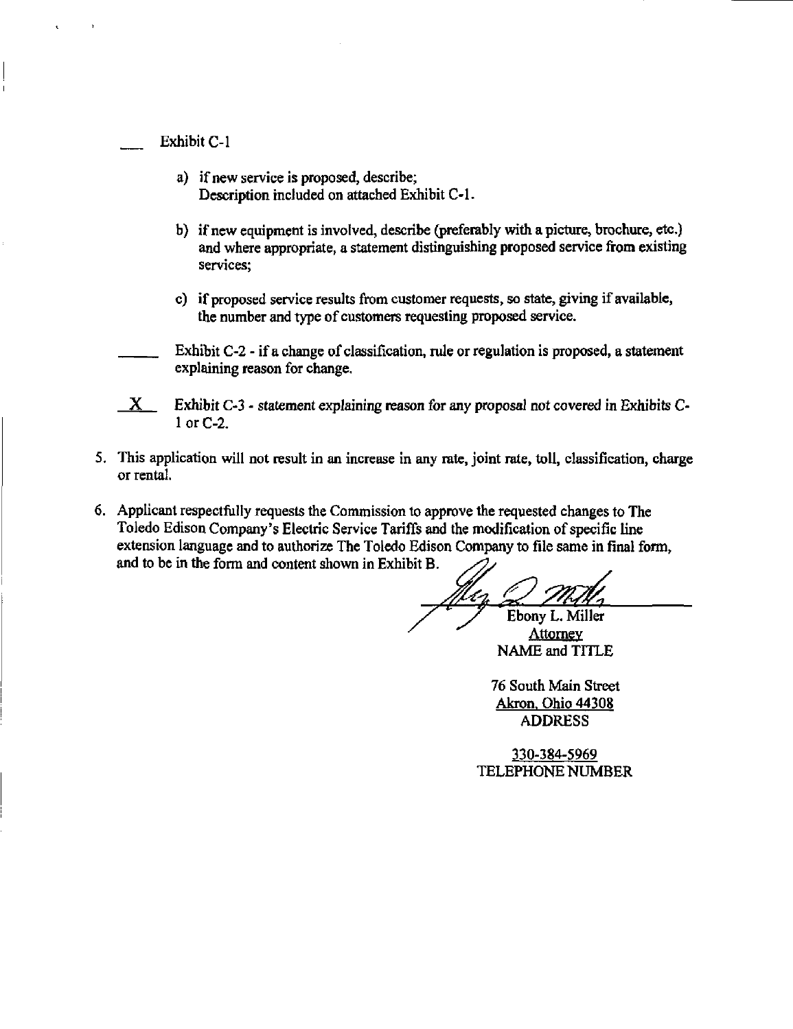___ Exhibit C-1

a) if new service is proposed, describe;
   Description included on attached Exhibit C-1.

b) if new equipment is involved, describe (preferably with a picture, brochure, etc.) and where appropriate, a statement distinguishing proposed service from existing services;

c) if proposed service results from customer requests, so state, giving if available, the number and type of customers requesting proposed service.

_____ Exhibit C-2 - if a change of classification, rule or regulation is proposed, a statement explaining reason for change.

__X__ Exhibit C-3 - statement explaining reason for any proposal not covered in Exhibits C-1 or C-2.

5. This application will not result in an increase in any rate, joint rate, toll, classification, charge or rental.

6. Applicant respectfully requests the Commission to approve the requested changes to The Toledo Edison Company's Electric Service Tariffs and the modification of specific line extension language and to authorize The Toledo Edison Company to file same in final form, and to be in the form and content shown in Exhibit B.

Ebony L. Miller
Attorney
NAME and TITLE

76 South Main Street
Akron, Ohio 44308
ADDRESS

330-384-5969
TELEPHONE NUMBER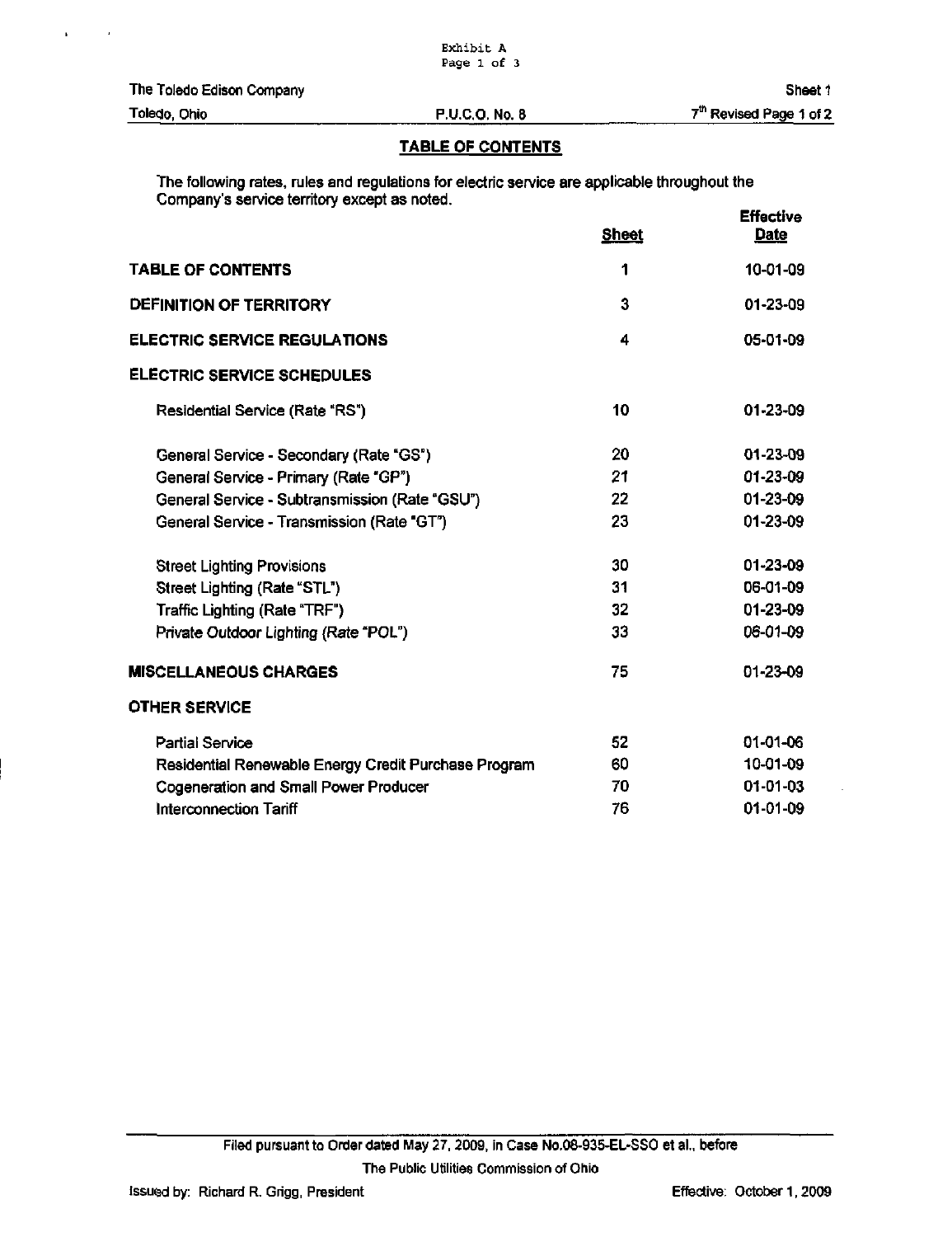Exhibit A
Page 1 of 3

The Toledo Edison Company — Sheet 1

Toledo, Ohio — P.U.C.O. No. 8 — 7th Revised Page 1 of 2

## TABLE OF CONTENTS

The following rates, rules and regulations for electric service are applicable throughout the Company's service territory except as noted.

| | Sheet | Effective Date |
|---|---|---|
| **TABLE OF CONTENTS** | 1 | 10-01-09 |
| **DEFINITION OF TERRITORY** | 3 | 01-23-09 |
| **ELECTRIC SERVICE REGULATIONS** | 4 | 05-01-09 |
| **ELECTRIC SERVICE SCHEDULES** | | |
| Residential Service (Rate "RS") | 10 | 01-23-09 |
| General Service - Secondary (Rate "GS") | 20 | 01-23-09 |
| General Service - Primary (Rate "GP") | 21 | 01-23-09 |
| General Service - Subtransmission (Rate "GSU") | 22 | 01-23-09 |
| General Service - Transmission (Rate "GT") | 23 | 01-23-09 |
| Street Lighting Provisions | 30 | 01-23-09 |
| Street Lighting (Rate "STL") | 31 | 06-01-09 |
| Traffic Lighting (Rate "TRF") | 32 | 01-23-09 |
| Private Outdoor Lighting (Rate "POL") | 33 | 06-01-09 |
| **MISCELLANEOUS CHARGES** | 75 | 01-23-09 |
| **OTHER SERVICE** | | |
| Partial Service | 52 | 01-01-06 |
| Residential Renewable Energy Credit Purchase Program | 60 | 10-01-09 |
| Cogeneration and Small Power Producer | 70 | 01-01-03 |
| Interconnection Tariff | 76 | 01-01-09 |

Filed pursuant to Order dated May 27, 2009, in Case No.08-935-EL-SSO et al., before The Public Utilities Commission of Ohio

Issued by: Richard R. Grigg, President — Effective: October 1, 2009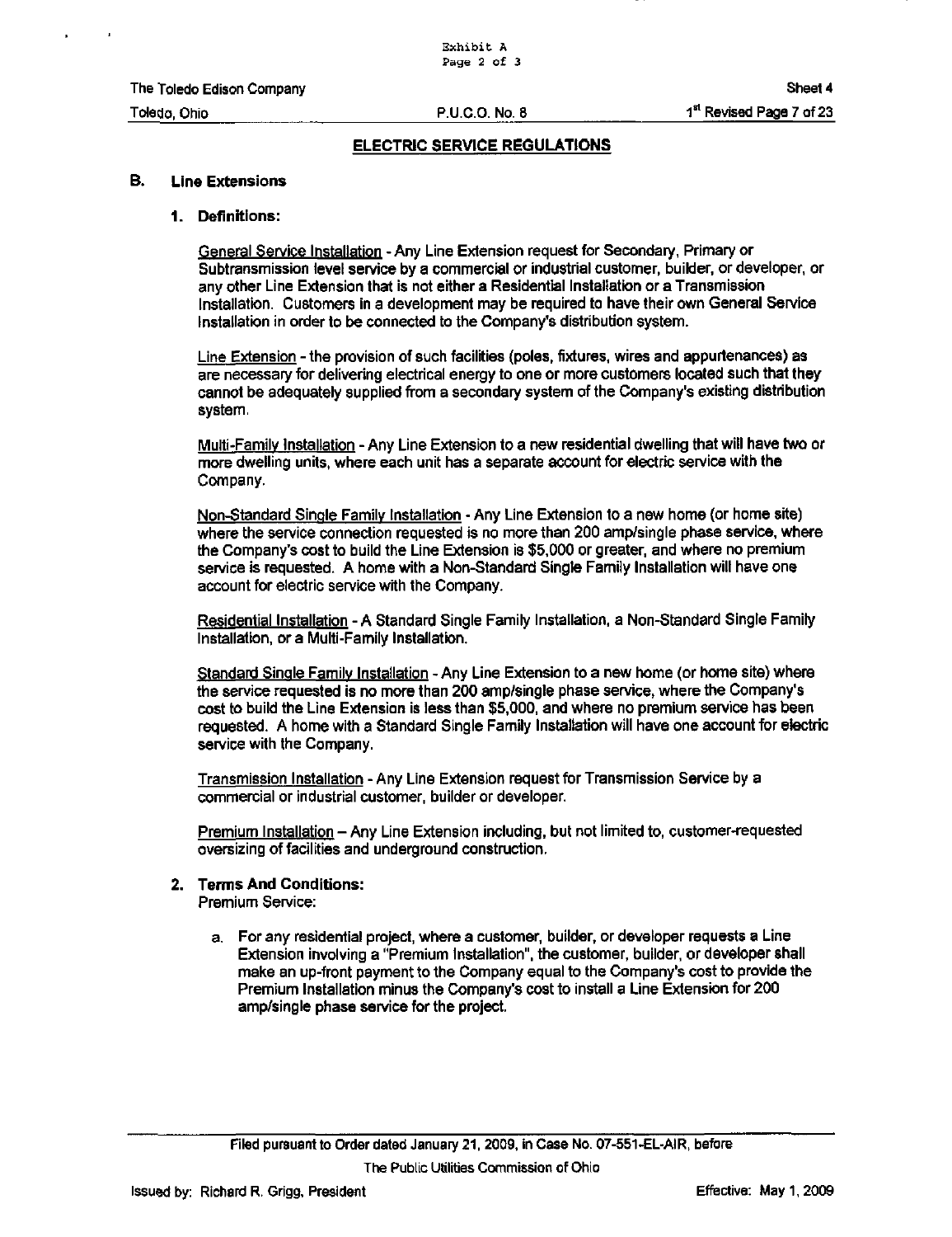## ELECTRIC SERVICE REGULATIONS

### B. Line Extensions

#### 1. Definitions:

General Service Installation - Any Line Extension request for Secondary, Primary or Subtransmission level service by a commercial or industrial customer, builder, or developer, or any other Line Extension that is not either a Residential Installation or a Transmission Installation. Customers in a development may be required to have their own General Service Installation in order to be connected to the Company's distribution system.

Line Extension - the provision of such facilities (poles, fixtures, wires and appurtenances) as are necessary for delivering electrical energy to one or more customers located such that they cannot be adequately supplied from a secondary system of the Company's existing distribution system.

Multi-Family Installation - Any Line Extension to a new residential dwelling that will have two or more dwelling units, where each unit has a separate account for electric service with the Company.

Non-Standard Single Family Installation - Any Line Extension to a new home (or home site) where the service connection requested is no more than 200 amp/single phase service, where the Company's cost to build the Line Extension is $5,000 or greater, and where no premium service is requested. A home with a Non-Standard Single Family Installation will have one account for electric service with the Company.

Residential Installation - A Standard Single Family Installation, a Non-Standard Single Family Installation, or a Multi-Family Installation.

Standard Single Family Installation - Any Line Extension to a new home (or home site) where the service requested is no more than 200 amp/single phase service, where the Company's cost to build the Line Extension is less than $5,000, and where no premium service has been requested. A home with a Standard Single Family Installation will have one account for electric service with the Company.

Transmission Installation - Any Line Extension request for Transmission Service by a commercial or industrial customer, builder or developer.

Premium Installation – Any Line Extension including, but not limited to, customer-requested oversizing of facilities and underground construction.

#### 2. Terms And Conditions:

Premium Service:

a. For any residential project, where a customer, builder, or developer requests a Line Extension involving a "Premium Installation", the customer, builder, or developer shall make an up-front payment to the Company equal to the Company's cost to provide the Premium Installation minus the Company's cost to install a Line Extension for 200 amp/single phase service for the project.

Filed pursuant to Order dated January 21, 2009, in Case No. 07-551-EL-AIR, before The Public Utilities Commission of Ohio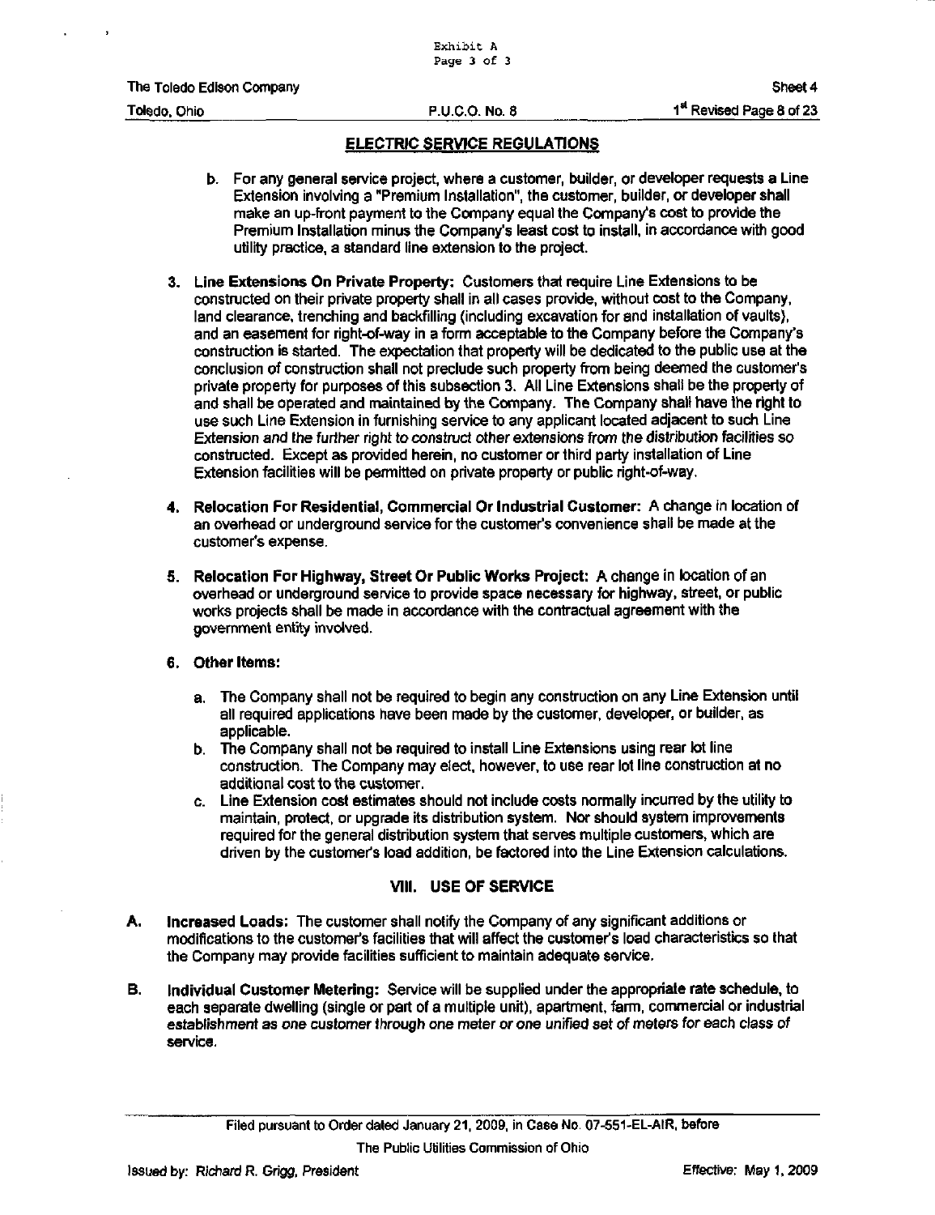## ELECTRIC SERVICE REGULATIONS

b. For any general service project, where a customer, builder, or developer requests a Line Extension involving a "Premium Installation", the customer, builder, or developer shall make an up-front payment to the Company equal the Company's cost to provide the Premium Installation minus the Company's least cost to install, in accordance with good utility practice, a standard line extension to the project.

3. **Line Extensions On Private Property:** Customers that require Line Extensions to be constructed on their private property shall in all cases provide, without cost to the Company, land clearance, trenching and backfilling (including excavation for and installation of vaults), and an easement for right-of-way in a form acceptable to the Company before the Company's construction is started. The expectation that property will be dedicated to the public use at the conclusion of construction shall not preclude such property from being deemed the customer's private property for purposes of this subsection 3. All Line Extensions shall be the property of and shall be operated and maintained by the Company. The Company shall have the right to use such Line Extension in furnishing service to any applicant located adjacent to such Line Extension and the further right to construct other extensions from the distribution facilities so constructed. Except as provided herein, no customer or third party installation of Line Extension facilities will be permitted on private property or public right-of-way.

4. **Relocation For Residential, Commercial Or Industrial Customer:** A change in location of an overhead or underground service for the customer's convenience shall be made at the customer's expense.

5. **Relocation For Highway, Street Or Public Works Project:** A change in location of an overhead or underground service to provide space necessary for highway, street, or public works projects shall be made in accordance with the contractual agreement with the government entity involved.

6. **Other Items:**

   a. The Company shall not be required to begin any construction on any Line Extension until all required applications have been made by the customer, developer, or builder, as applicable.
   b. The Company shall not be required to install Line Extensions using rear lot line construction. The Company may elect, however, to use rear lot line construction at no additional cost to the customer.
   c. Line Extension cost estimates should not include costs normally incurred by the utility to maintain, protect, or upgrade its distribution system. Nor should system improvements required for the general distribution system that serves multiple customers, which are driven by the customer's load addition, be factored into the Line Extension calculations.

## VIII. USE OF SERVICE

A. **Increased Loads:** The customer shall notify the Company of any significant additions or modifications to the customer's facilities that will affect the customer's load characteristics so that the Company may provide facilities sufficient to maintain adequate service.

B. **Individual Customer Metering:** Service will be supplied under the appropriate rate schedule, to each separate dwelling (single or part of a multiple unit), apartment, farm, commercial or industrial establishment as one customer through one meter or one unified set of meters for each class of service.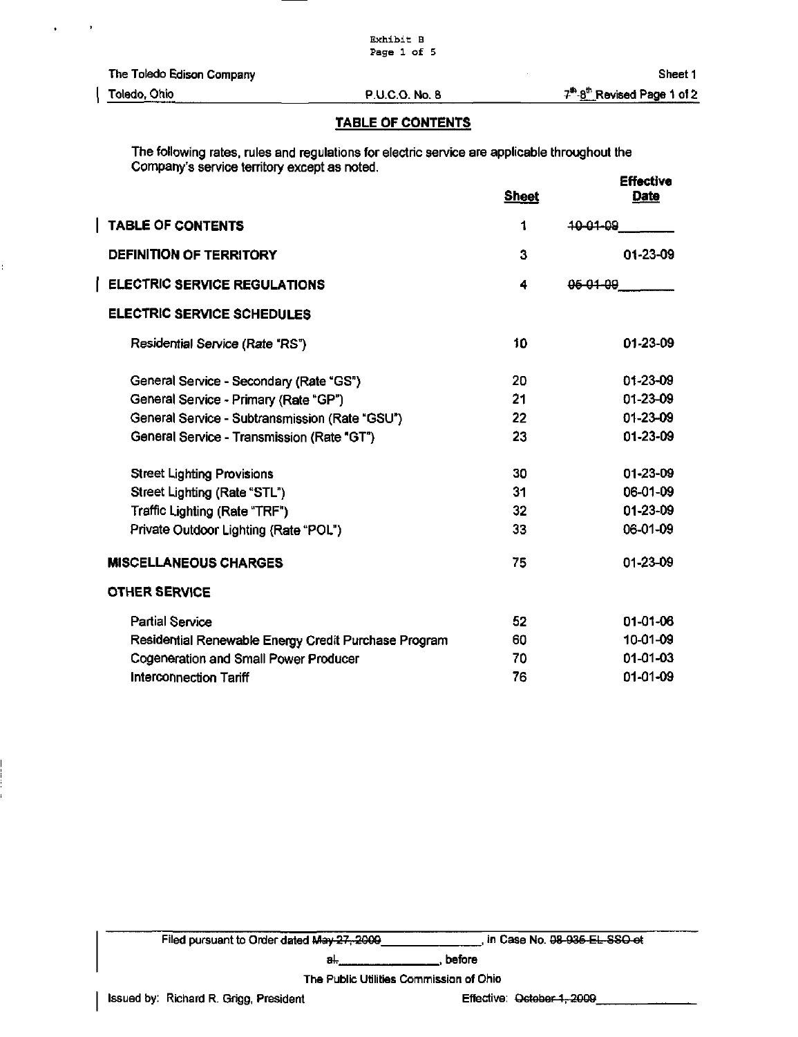Exhibit B
Page 1 of 5

The Toledo Edison Company — Sheet 1

Toledo, Ohio — P.U.C.O. No. 8 — ~~7th~~ 8th Revised Page 1 of 2

## TABLE OF CONTENTS

The following rates, rules and regulations for electric service are applicable throughout the Company's service territory except as noted.

| | Sheet | Effective Date |
|---|---|---|
| **TABLE OF CONTENTS** | 1 | ~~10-01-09~~ ________ |
| **DEFINITION OF TERRITORY** | 3 | 01-23-09 |
| **ELECTRIC SERVICE REGULATIONS** | 4 | ~~06-01-09~~ ________ |
| **ELECTRIC SERVICE SCHEDULES** | | |
| Residential Service (Rate "RS") | 10 | 01-23-09 |
| General Service - Secondary (Rate "GS") | 20 | 01-23-09 |
| General Service - Primary (Rate "GP") | 21 | 01-23-09 |
| General Service - Subtransmission (Rate "GSU") | 22 | 01-23-09 |
| General Service - Transmission (Rate "GT") | 23 | 01-23-09 |
| Street Lighting Provisions | 30 | 01-23-09 |
| Street Lighting (Rate "STL") | 31 | 06-01-09 |
| Traffic Lighting (Rate "TRF") | 32 | 01-23-09 |
| Private Outdoor Lighting (Rate "POL") | 33 | 06-01-09 |
| **MISCELLANEOUS CHARGES** | 75 | 01-23-09 |
| **OTHER SERVICE** | | |
| Partial Service | 52 | 01-01-06 |
| Residential Renewable Energy Credit Purchase Program | 60 | 10-01-09 |
| Cogeneration and Small Power Producer | 70 | 01-01-03 |
| Interconnection Tariff | 76 | 01-01-09 |

Filed pursuant to Order dated ~~May 27, 2009~~ ______________, in Case No. ~~08-935-EL-SSO et al.~~ ______________, before

The Public Utilities Commission of Ohio

Issued by: Richard R. Grigg, President — Effective: ~~October 1, 2009~~ ______________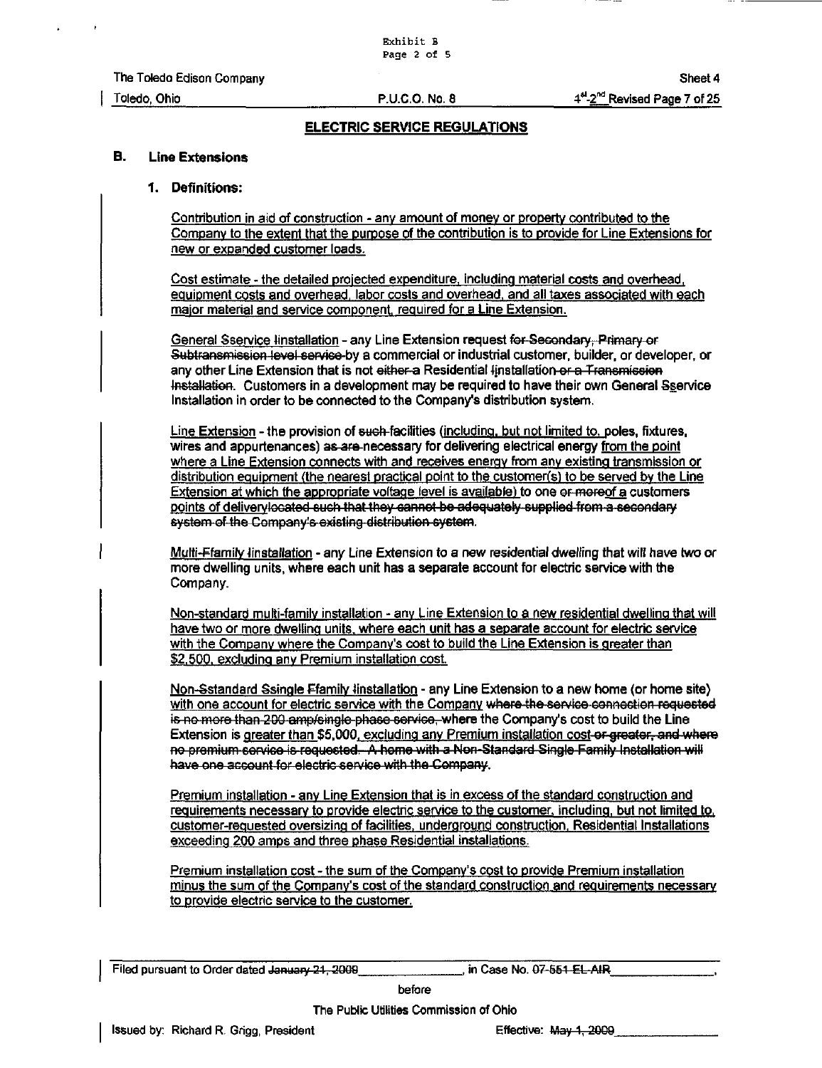Exhibit B
Page 2 of 5

The Toledo Edison Company | Sheet 4
Toledo, Ohio | P.U.C.O. No. 8 | ~~1st~~ 2nd Revised Page 7 of 25

## ELECTRIC SERVICE REGULATIONS

### B. Line Extensions

**1. Definitions:**

Contribution in aid of construction - any amount of money or property contributed to the Company to the extent that the purpose of the contribution is to provide for Line Extensions for new or expanded customer loads.

Cost estimate - the detailed projected expenditure, including material costs and overhead, equipment costs and overhead, labor costs and overhead, and all taxes associated with each major material and service component, required for a Line Extension.

General ~~S~~service ~~I~~installation - any Line Extension request ~~for Secondary, Primary or Subtransmission level service~~ by a commercial or industrial customer, builder, or developer, or any other Line Extension that is not ~~either a~~ Residential ~~I~~installation ~~or a Transmission Installation~~. Customers in a development may be required to have their own General ~~S~~service Installation in order to be connected to the Company's distribution system.

Line Extension - the provision of ~~such~~ facilities (including, but not limited to, poles, fixtures, wires and appurtenances) ~~as are~~ necessary for delivering electrical energy from the point where a Line Extension connects with and receives energy from any existing transmission or distribution equipment (the nearest practical point to the customer(s) to be served by the Line Extension at which the appropriate voltage level is available) to one ~~or more~~ of a customers points of delivery ~~located such that they cannot be adequately supplied from a secondary system of the Company's existing distribution system~~.

Multi-~~F~~family ~~I~~installation - any Line Extension to a new residential dwelling that will have two or more dwelling units, where each unit has a separate account for electric service with the Company.

Non-standard multi-family installation - any Line Extension to a new residential dwelling that will have two or more dwelling units, where each unit has a separate account for electric service with the Company where the Company's cost to build the Line Extension is greater than $2,500, excluding any Premium installation cost.

Non-~~S~~standard ~~S~~single ~~F~~family ~~I~~installation - any Line Extension to a new home (or home site) with one account for electric service with the Company ~~where the service connection requested is no more than 200 amp/single phase service, where~~ the Company's cost to build the Line Extension is greater than $5,000, excluding any Premium installation cost ~~or greater, and where no premium service is requested. A home with a Non-Standard Single Family Installation will have one account for electric service with the Company.~~

Premium installation - any Line Extension that is in excess of the standard construction and requirements necessary to provide electric service to the customer, including, but not limited to, customer-requested oversizing of facilities, underground construction, Residential Installations exceeding 200 amps and three phase Residential installations.

Premium installation cost - the sum of the Company's cost to provide Premium installation minus the sum of the Company's cost of the standard construction and requirements necessary to provide electric service to the customer.

Filed pursuant to Order dated ~~January 21, 2009~~ ______, in Case No. ~~07-551-EL-AIR~~ ______,

before

The Public Utilities Commission of Ohio

Issued by: Richard R. Grigg, President | Effective: ~~May 1, 2009~~ ______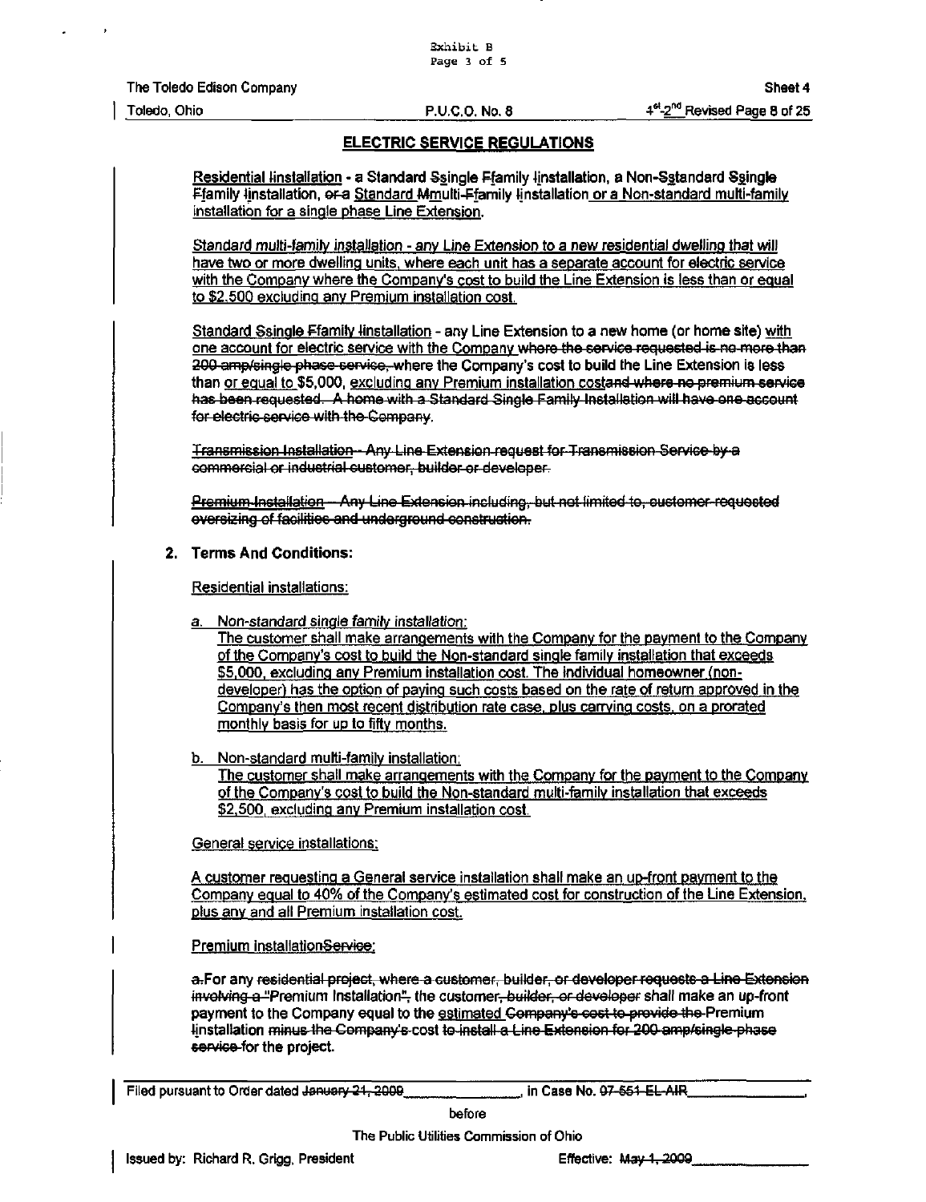Exhibit B
Page 3 of 5

The Toledo Edison Company — Sheet 4

Toledo, Ohio — P.U.C.O. No. 8 — ~~4th~~ 2nd Revised Page 8 of 25

## ELECTRIC SERVICE REGULATIONS

Residential ~~I~~installation - a Standard ~~S~~single ~~F~~family ~~I~~installation, a Non-~~S~~standard ~~S~~single ~~F~~family ~~I~~installation, ~~or a~~ Standard ~~M~~multi-~~F~~family ~~I~~installation or a Non-standard multi-family installation for a single phase Line Extension.

*Standard multi-family installation* - any Line Extension to a new residential dwelling that will have two or more dwelling units, where each unit has a separate account for electric service with the Company where the Company's cost to build the Line Extension is less than or equal to $2,500 excluding any Premium installation cost.

Standard ~~S~~single ~~F~~family ~~I~~installation - any Line Extension to a new home (or home site) with one account for electric service with the Company ~~where the service requested is no more than 200 amp/single phase service,~~ where the Company's cost to build the Line Extension is less than or equal to $5,000, excluding any Premium installation cost~~and where no premium service has been requested. A home with a Standard Single Family Installation will have one account for electric service with the Company.~~

~~Transmission Installation - Any Line Extension request for Transmission Service by a commercial or industrial customer, builder or developer.~~

~~Premium Installation - Any Line Extension including, but not limited to, customer-requested oversizing of facilities and underground construction.~~

**2. Terms And Conditions:**

Residential installations:

a. *Non-standard single family installation:*
The customer shall make arrangements with the Company for the payment to the Company of the Company's cost to build the Non-standard single family installation that exceeds $5,000, excluding any Premium installation cost. The individual homeowner (non-developer) has the option of paying such costs based on the rate of return approved in the Company's then most recent distribution rate case, plus carrying costs, on a prorated monthly basis for up to fifty months.

b. Non-standard multi-family installation:
The customer shall make arrangements with the Company for the payment to the Company of the Company's cost to build the Non-standard multi-family installation that exceeds $2,500, excluding any Premium installation cost.

General service installations:

A customer requesting a General service installation shall make an up-front payment to the Company equal to 40% of the Company's estimated cost for construction of the Line Extension, plus any and all Premium installation cost.

Premium Installation~~Service~~:

~~a.~~For any ~~residential project, where a customer, builder, or developer requests a Line Extension involving a~~ ~~"~~Premium Installation~~"~~, the customer~~, builder, or developer~~ shall make an up-front payment to the Company equal to the estimated ~~Company's cost to provide the~~ Premium ~~I~~installation ~~minus the Company's cost to install a Line Extension for 200 amp/single phase service~~ for the project.

Filed pursuant to Order dated ~~January 21, 2009~~ \_\_\_\_\_\_\_\_, in Case No. ~~07-551-EL-AIR~~ \_\_\_\_\_\_\_\_, before The Public Utilities Commission of Ohio

Issued by: Richard R. Grigg, President — Effective: ~~May 1, 2009~~ \_\_\_\_\_\_\_\_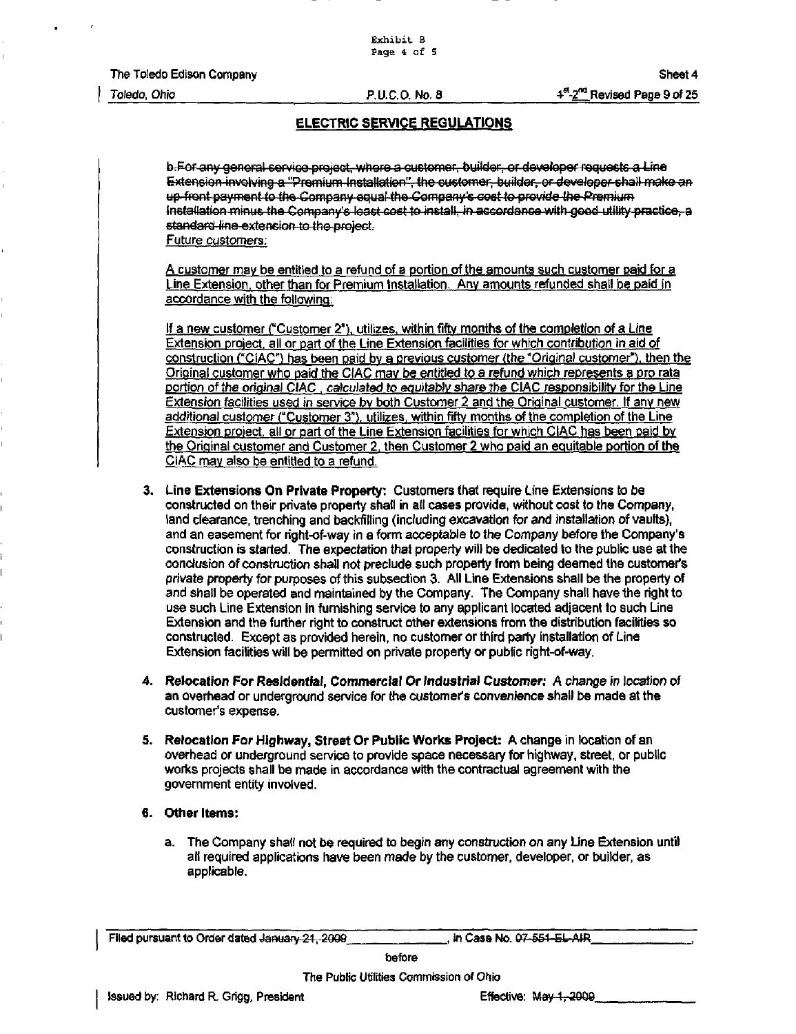Exhibit B
Page 4 of 5

The Toledo Edison Company — Sheet 4

Toledo, Ohio — P.U.C.O. No. 8 — ~~1st~~ 2nd Revised Page 9 of 25

## ELECTRIC SERVICE REGULATIONS

~~b. For any general service project, where a customer, builder, or developer requests a Line Extension involving a "Premium Installation", the customer, builder, or developer shall make an up-front payment to the Company equal the Company's cost to provide the Premium Installation minus the Company's least cost to install, in accordance with good utility practice, a standard line extension to the project.~~

Future customers:

A customer may be entitled to a refund of a portion of the amounts such customer paid for a Line Extension, other than for Premium Installation. Any amounts refunded shall be paid in accordance with the following:

If a new customer ("Customer 2"), utilizes, within fifty months of the completion of a Line Extension project, all or part of the Line Extension facilities for which contribution in aid of construction ("CIAC") has been paid by a previous customer (the "Original customer"), then the Original customer who paid the CIAC may be entitled to a refund which represents a pro rata portion of the original CIAC, calculated to equitably share the CIAC responsibility for the Line Extension facilities used in service by both Customer 2 and the Original customer. If any new additional customer ("Customer 3"), utilizes, within fifty months of the completion of the Line Extension project, all or part of the Line Extension facilities for which CIAC has been paid by the Original customer and Customer 2, then Customer 2 who paid an equitable portion of the CIAC may also be entitled to a refund.

3. **Line Extensions On Private Property:** Customers that require Line Extensions to be constructed on their private property shall in all cases provide, without cost to the Company, land clearance, trenching and backfilling (including excavation for and installation of vaults), and an easement for right-of-way in a form acceptable to the Company before the Company's construction is started. The expectation that property will be dedicated to the public use at the conclusion of construction shall not preclude such property from being deemed the customer's private property for purposes of this subsection 3. All Line Extensions shall be the property of and shall be operated and maintained by the Company. The Company shall have the right to use such Line Extension in furnishing service to any applicant located adjacent to such Line Extension and the further right to construct other extensions from the distribution facilities so constructed. Except as provided herein, no customer or third party installation of Line Extension facilities will be permitted on private property or public right-of-way.

4. **Relocation For Residential, Commercial Or Industrial Customer:** A change in location of an overhead or underground service for the customer's convenience shall be made at the customer's expense.

5. **Relocation For Highway, Street Or Public Works Project:** A change in location of an overhead or underground service to provide space necessary for highway, street, or public works projects shall be made in accordance with the contractual agreement with the government entity involved.

6. **Other Items:**

   a. The Company shall not be required to begin any construction on any Line Extension until all required applications have been made by the customer, developer, or builder, as applicable.

Filed pursuant to Order dated ~~January 21, 2009~~ \_\_\_\_\_\_\_\_\_\_, in Case No. ~~07-551-EL-AIR~~ \_\_\_\_\_\_\_\_\_\_,

before

The Public Utilities Commission of Ohio

Issued by: Richard R. Grigg, President — Effective: ~~May 1, 2009~~ \_\_\_\_\_\_\_\_\_\_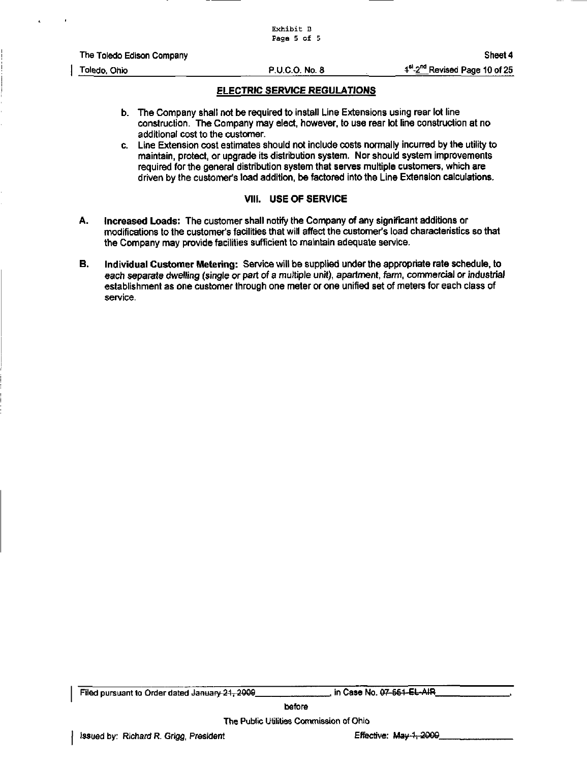The Toledo Edison Company — Sheet 4

Toledo, Ohio — P.U.C.O. No. 8 — ~~1st~~ 2nd Revised Page 10 of 25

## ELECTRIC SERVICE REGULATIONS

b. The Company shall not be required to install Line Extensions using rear lot line construction. The Company may elect, however, to use rear lot line construction at no additional cost to the customer.

c. Line Extension cost estimates should not include costs normally incurred by the utility to maintain, protect, or upgrade its distribution system. Nor should system improvements required for the general distribution system that serves multiple customers, which are driven by the customer's load addition, be factored into the Line Extension calculations.

### VIII. USE OF SERVICE

**A. Increased Loads:** The customer shall notify the Company of any significant additions or modifications to the customer's facilities that will affect the customer's load characteristics so that the Company may provide facilities sufficient to maintain adequate service.

**B. Individual Customer Metering:** Service will be supplied under the appropriate rate schedule, to *each separate dwelling (single or part of a multiple unit), apartment, farm, commercial or industrial* establishment as one customer through one meter or one unified set of meters for each class of service.

Filed pursuant to Order dated ~~January 21, 2009~~ \_\_\_\_\_\_\_\_\_\_\_\_\_\_, in Case No. ~~07-551-EL-AIR~~ \_\_\_\_\_\_\_\_\_\_\_\_\_\_,

before

The Public Utilities Commission of Ohio

Issued by: *Richard R. Grigg, President* — *Effective:* ~~May 1, 2009~~ \_\_\_\_\_\_\_\_\_\_\_\_\_\_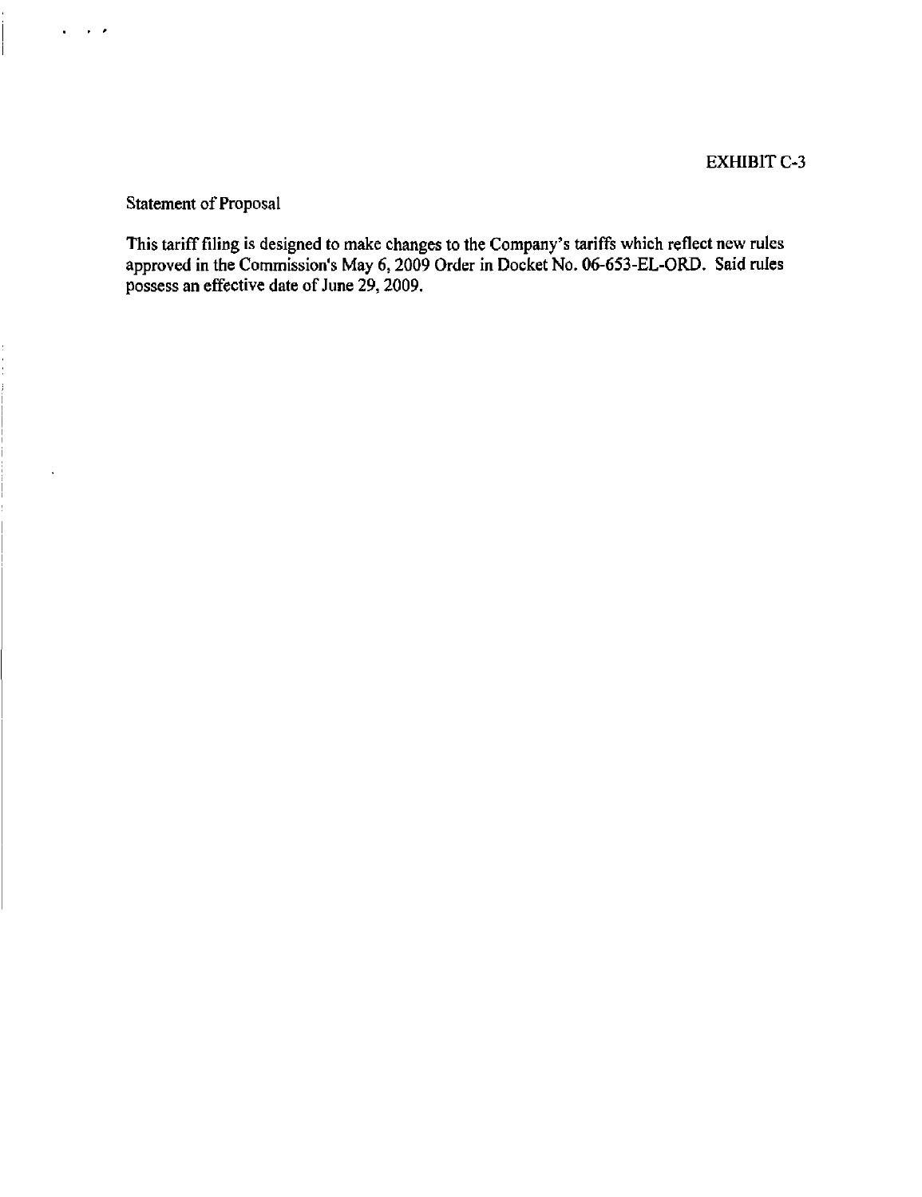EXHIBIT C-3

Statement of Proposal

This tariff filing is designed to make changes to the Company's tariffs which reflect new rules approved in the Commission's May 6, 2009 Order in Docket No. 06-653-EL-ORD. Said rules possess an effective date of June 29, 2009.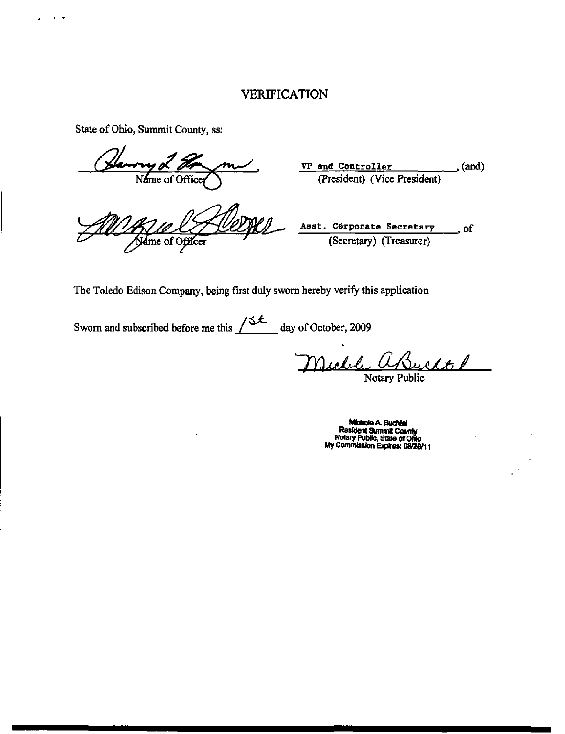# VERIFICATION

State of Ohio, Summit County, ss:

_______________________________, VP and Controller, (and)
Name of Officer — (President) (Vice President)

_______________________________, Asst. Corporate Secretary, of
Name of Officer — (Secretary) (Treasurer)

The Toledo Edison Company, being first duly sworn hereby verify this application

Sworn and subscribed before me this 1st day of October, 2009

_______________________________
Notary Public

**Michele A. Buchtel**
**Resident Summit County**
**Notary Public, State of Ohio**
**My Commission Expires: 08/28/11**